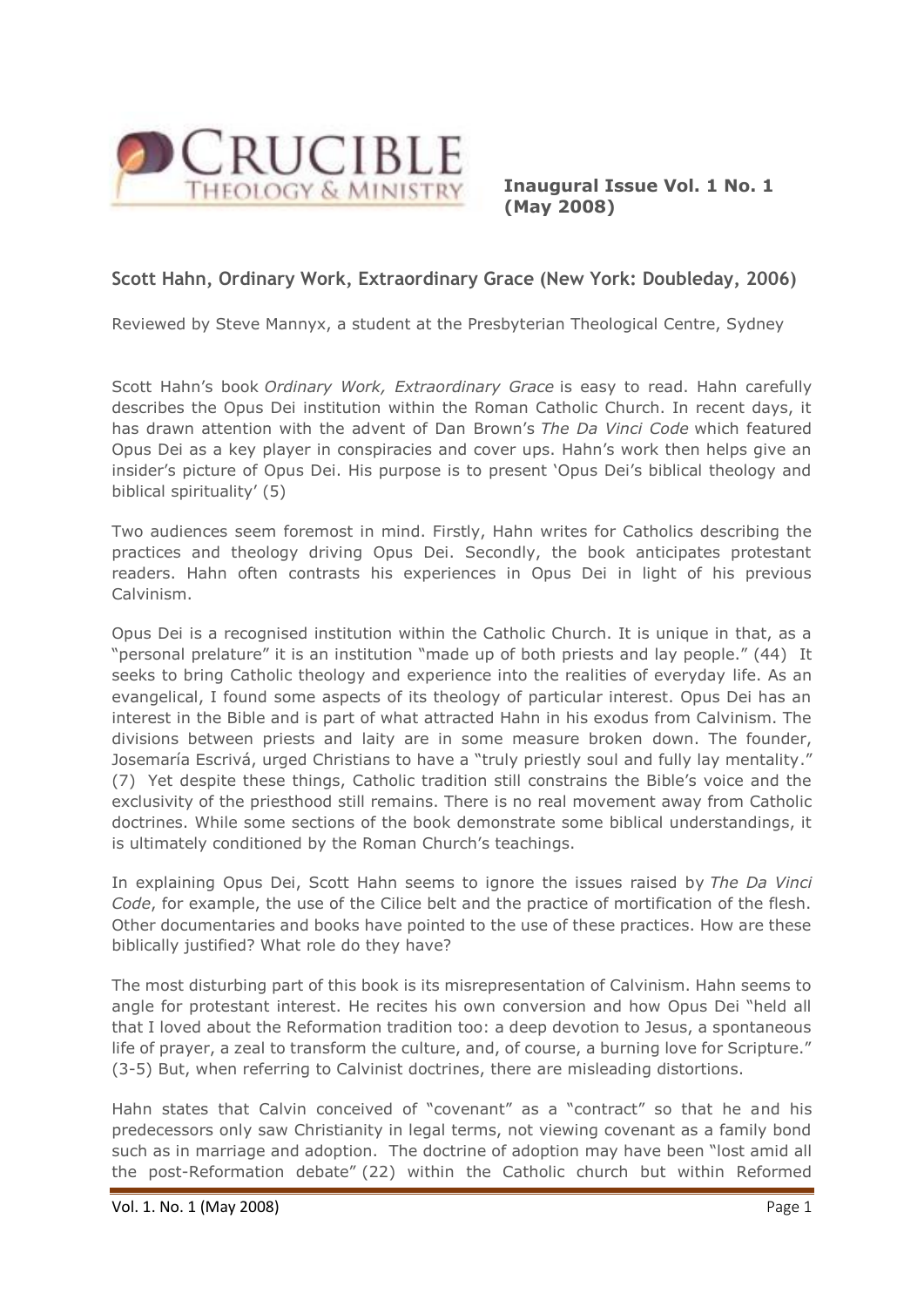**Inaugural Issue Vol. 1 No. 1 (May 2008)**

## Scott Hahn, Ordinary Work, Extraordinary Grace (New York: Doubleday, 2006)

Reviewed by Steve Mannyx, a student at the Presbyterian Theological Centre, Sydney

Scott Hahn's book *Ordinary Work, Extraordinary Grace* is easy to read. Hahn carefully describes the Opus Dei institution within the Roman Catholic Church. In recent days, it has drawn attention with the advent of Dan Brown's *The Da Vinci Code* which featured Opus Dei as a key player in conspiracies and cover ups. Hahn's work then helps give an insider's picture of Opus Dei. His purpose is to present 'Opus Dei's biblical theology and biblical spirituality' (5)

Two audiences seem foremost in mind. Firstly, Hahn writes for Catholics describing the practices and theology driving Opus Dei. Secondly, the book anticipates protestant readers. Hahn often contrasts his experiences in Opus Dei in light of his previous Calvinism.

Opus Dei is a recognised institution within the Catholic Church. It is unique in that, as a "personal prelature" it is an institution "made up of both priests and lay people." (44) It seeks to bring Catholic theology and experience into the realities of everyday life. As an evangelical, I found some aspects of its theology of particular interest. Opus Dei has an interest in the Bible and is part of what attracted Hahn in his exodus from Calvinism. The divisions between priests and laity are in some measure broken down. The founder, Josemaría Escrivá, urged Christians to have a "truly priestly soul and fully lay mentality." (7) Yet despite these things, Catholic tradition still constrains the Bible's voice and the exclusivity of the priesthood still remains. There is no real movement away from Catholic doctrines. While some sections of the book demonstrate some biblical understandings, it is ultimately conditioned by the Roman Church's teachings.

In explaining Opus Dei, Scott Hahn seems to ignore the issues raised by *The Da Vinci Code*, for example, the use of the Cilice belt and the practice of mortification of the flesh. Other documentaries and books have pointed to the use of these practices. How are these biblically justified? What role do they have?

The most disturbing part of this book is its misrepresentation of Calvinism. Hahn seems to angle for protestant interest. He recites his own conversion and how Opus Dei "held all that I loved about the Reformation tradition too: a deep devotion to Jesus, a spontaneous life of prayer, a zeal to transform the culture, and, of course, a burning love for Scripture." (3-5) But, when referring to Calvinist doctrines, there are misleading distortions.

Hahn states that Calvin conceived of "covenant" as a "contract" so that he and his predecessors only saw Christianity in legal terms, not viewing covenant as a family bond such as in marriage and adoption. The doctrine of adoption may have been "lost amid all the post-Reformation debate" (22) within the Catholic church but within Reformed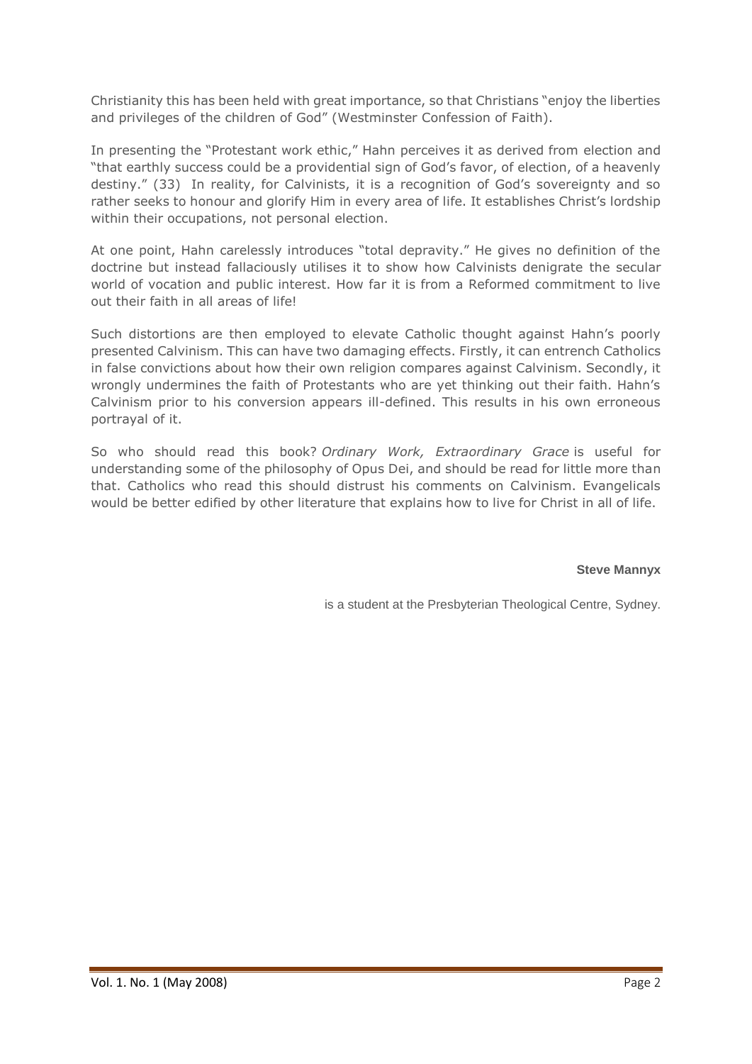Christianity this has been held with great importance, so that Christians "enjoy the liberties and privileges of the children of God" (Westminster Confession of Faith).

In presenting the "Protestant work ethic," Hahn perceives it as derived from election and "that earthly success could be a providential sign of God's favor, of election, of a heavenly destiny." (33) In reality, for Calvinists, it is a recognition of God's sovereignty and so rather seeks to honour and glorify Him in every area of life. It establishes Christ's lordship within their occupations, not personal election.

At one point, Hahn carelessly introduces "total depravity." He gives no definition of the doctrine but instead fallaciously utilises it to show how Calvinists denigrate the secular world of vocation and public interest. How far it is from a Reformed commitment to live out their faith in all areas of life!

Such distortions are then employed to elevate Catholic thought against Hahn's poorly presented Calvinism. This can have two damaging effects. Firstly, it can entrench Catholics in false convictions about how their own religion compares against Calvinism. Secondly, it wrongly undermines the faith of Protestants who are yet thinking out their faith. Hahn's Calvinism prior to his conversion appears ill-defined. This results in his own erroneous portrayal of it.

So who should read this book? *Ordinary Work, Extraordinary Grace* is useful for understanding some of the philosophy of Opus Dei, and should be read for little more than that. Catholics who read this should distrust his comments on Calvinism. Evangelicals would be better edified by other literature that explains how to live for Christ in all of life.

**Steve Mannyx**

is a student at the Presbyterian Theological Centre, Sydney.